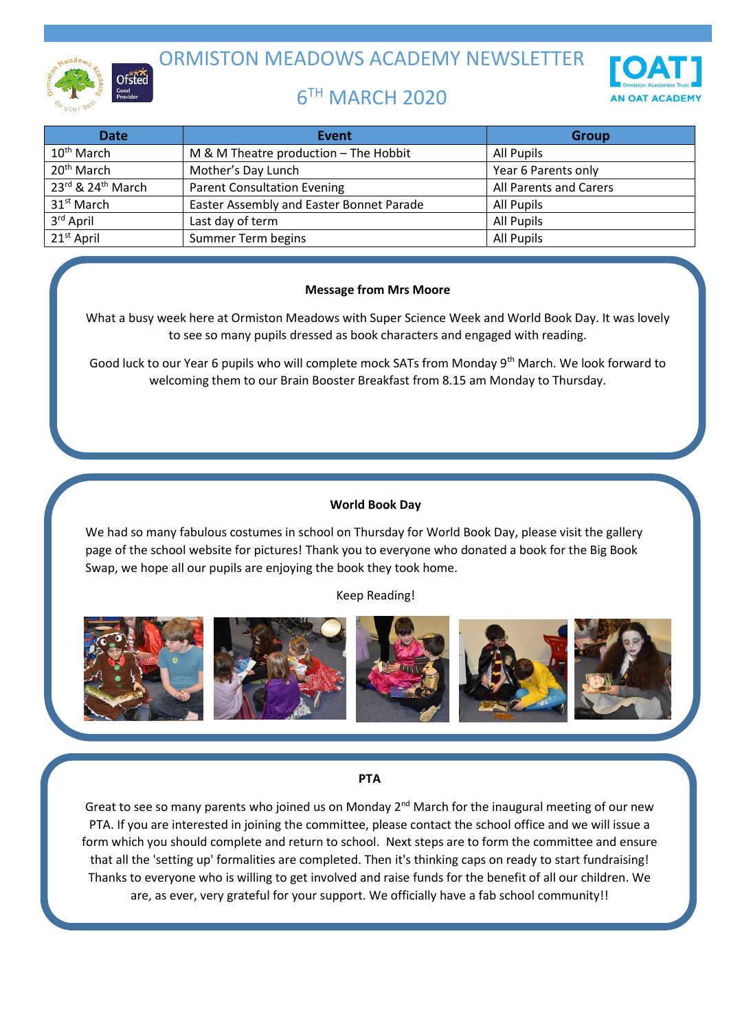# ORMISTON MEADOWS ACADEMY NEWSLETTER

## 6TH MARCH 2020

| Date | Event | Group |
|---|---|---|
| 10th March | M & M Theatre production – The Hobbit | All Pupils |
| 20th March | Mother's Day Lunch | Year 6 Parents only |
| 23rd & 24th March | Parent Consultation Evening | All Parents and Carers |
| 31st March | Easter Assembly and Easter Bonnet Parade | All Pupils |
| 3rd April | Last day of term | All Pupils |
| 21st April | Summer Term begins | All Pupils |

**Message from Mrs Moore**

What a busy week here at Ormiston Meadows with Super Science Week and World Book Day. It was lovely to see so many pupils dressed as book characters and engaged with reading.

Good luck to our Year 6 pupils who will complete mock SATs from Monday 9th March. We look forward to welcoming them to our Brain Booster Breakfast from 8.15 am Monday to Thursday.

**World Book Day**

We had so many fabulous costumes in school on Thursday for World Book Day, please visit the gallery page of the school website for pictures! Thank you to everyone who donated a book for the Big Book Swap, we hope all our pupils are enjoying the book they took home.

Keep Reading!

**PTA**

Great to see so many parents who joined us on Monday 2nd March for the inaugural meeting of our new PTA. If you are interested in joining the committee, please contact the school office and we will issue a form which you should complete and return to school. Next steps are to form the committee and ensure that all the 'setting up' formalities are completed. Then it's thinking caps on ready to start fundraising! Thanks to everyone who is willing to get involved and raise funds for the benefit of all our children. We are, as ever, very grateful for your support. We officially have a fab school community!!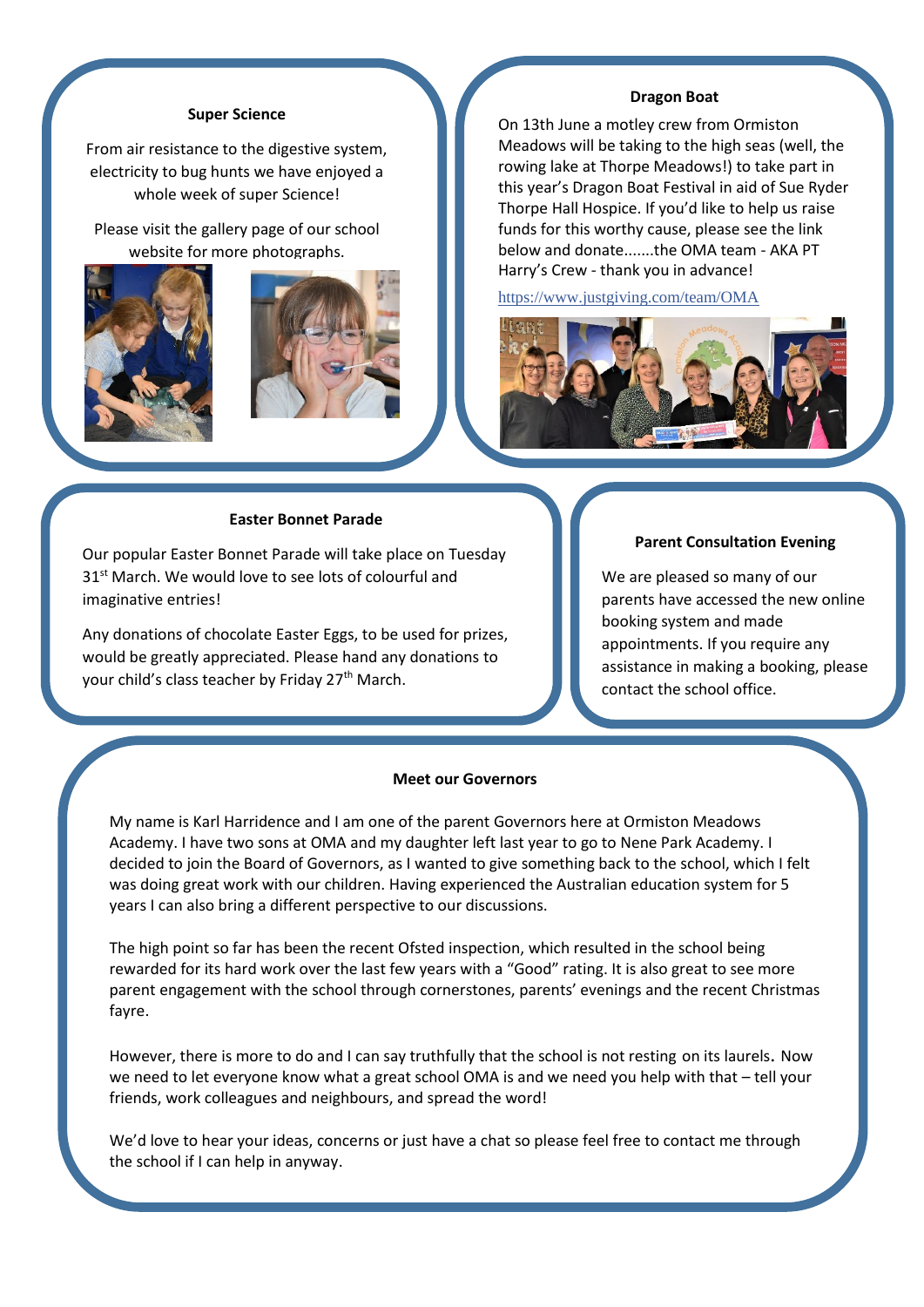## Super Science

From air resistance to the digestive system, electricity to bug hunts we have enjoyed a whole week of super Science!

Please visit the gallery page of our school website for more photographs.

## Dragon Boat

On 13th June a motley crew from Ormiston Meadows will be taking to the high seas (well, the rowing lake at Thorpe Meadows!) to take part in this year's Dragon Boat Festival in aid of Sue Ryder Thorpe Hall Hospice. If you'd like to help us raise funds for this worthy cause, please see the link below and donate.......the OMA team - AKA PT Harry's Crew - thank you in advance!

https://www.justgiving.com/team/OMA

## Easter Bonnet Parade

Our popular Easter Bonnet Parade will take place on Tuesday 31st March. We would love to see lots of colourful and imaginative entries!

Any donations of chocolate Easter Eggs, to be used for prizes, would be greatly appreciated. Please hand any donations to your child's class teacher by Friday 27th March.

## Parent Consultation Evening

We are pleased so many of our parents have accessed the new online booking system and made appointments. If you require any assistance in making a booking, please contact the school office.

## Meet our Governors

My name is Karl Harridence and I am one of the parent Governors here at Ormiston Meadows Academy. I have two sons at OMA and my daughter left last year to go to Nene Park Academy. I decided to join the Board of Governors, as I wanted to give something back to the school, which I felt was doing great work with our children. Having experienced the Australian education system for 5 years I can also bring a different perspective to our discussions.

The high point so far has been the recent Ofsted inspection, which resulted in the school being rewarded for its hard work over the last few years with a "Good" rating. It is also great to see more parent engagement with the school through cornerstones, parents' evenings and the recent Christmas fayre.

However, there is more to do and I can say truthfully that the school is not resting on its laurels. Now we need to let everyone know what a great school OMA is and we need you help with that – tell your friends, work colleagues and neighbours, and spread the word!

We'd love to hear your ideas, concerns or just have a chat so please feel free to contact me through the school if I can help in anyway.